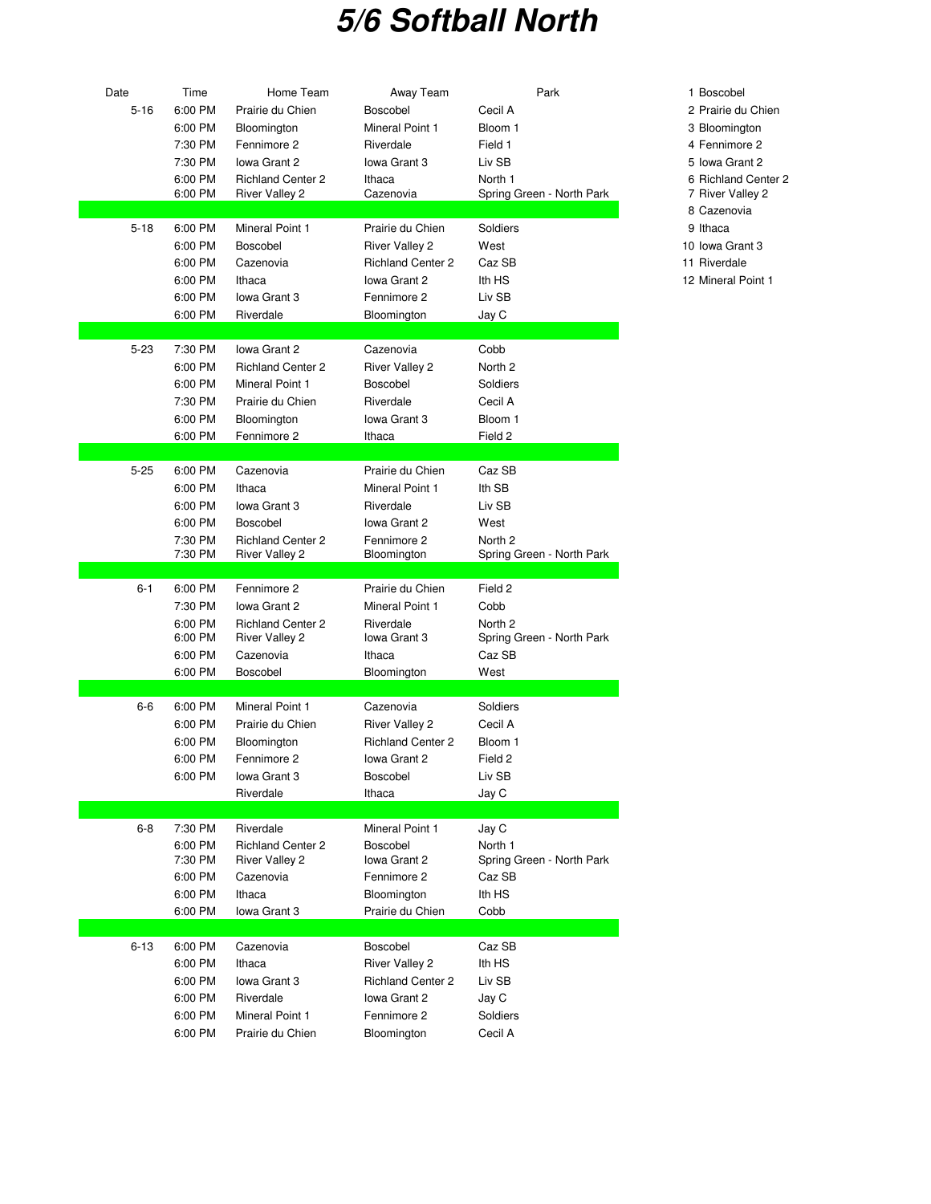# 5/6 Softball North

| Date | Time | Home Team | Away Team | Park |
|---|---|---|---|---|
| 5-16 | 6:00 PM | Prairie du Chien | Boscobel | Cecil A |
| | 6:00 PM | Bloomington | Mineral Point 1 | Bloom 1 |
| | 7:30 PM | Fennimore 2 | Riverdale | Field 1 |
| | 7:30 PM | Iowa Grant 2 | Iowa Grant 3 | Liv SB |
| | 6:00 PM | Richland Center 2 | Ithaca | North 1 |
| | 6:00 PM | River Valley 2 | Cazenovia | Spring Green - North Park |
| 5-18 | 6:00 PM | Mineral Point 1 | Prairie du Chien | Soldiers |
| | 6:00 PM | Boscobel | River Valley 2 | West |
| | 6:00 PM | Cazenovia | Richland Center 2 | Caz SB |
| | 6:00 PM | Ithaca | Iowa Grant 2 | Ith HS |
| | 6:00 PM | Iowa Grant 3 | Fennimore 2 | Liv SB |
| | 6:00 PM | Riverdale | Bloomington | Jay C |
| 5-23 | 7:30 PM | Iowa Grant 2 | Cazenovia | Cobb |
| | 6:00 PM | Richland Center 2 | River Valley 2 | North 2 |
| | 6:00 PM | Mineral Point 1 | Boscobel | Soldiers |
| | 7:30 PM | Prairie du Chien | Riverdale | Cecil A |
| | 6:00 PM | Bloomington | Iowa Grant 3 | Bloom 1 |
| | 6:00 PM | Fennimore 2 | Ithaca | Field 2 |
| 5-25 | 6:00 PM | Cazenovia | Prairie du Chien | Caz SB |
| | 6:00 PM | Ithaca | Mineral Point 1 | Ith SB |
| | 6:00 PM | Iowa Grant 3 | Riverdale | Liv SB |
| | 6:00 PM | Boscobel | Iowa Grant 2 | West |
| | 7:30 PM | Richland Center 2 | Fennimore 2 | North 2 |
| | 7:30 PM | River Valley 2 | Bloomington | Spring Green - North Park |
| 6-1 | 6:00 PM | Fennimore 2 | Prairie du Chien | Field 2 |
| | 7:30 PM | Iowa Grant 2 | Mineral Point 1 | Cobb |
| | 6:00 PM | Richland Center 2 | Riverdale | North 2 |
| | 6:00 PM | River Valley 2 | Iowa Grant 3 | Spring Green - North Park |
| | 6:00 PM | Cazenovia | Ithaca | Caz SB |
| | 6:00 PM | Boscobel | Bloomington | West |
| 6-6 | 6:00 PM | Mineral Point 1 | Cazenovia | Soldiers |
| | 6:00 PM | Prairie du Chien | River Valley 2 | Cecil A |
| | 6:00 PM | Bloomington | Richland Center 2 | Bloom 1 |
| | 6:00 PM | Fennimore 2 | Iowa Grant 2 | Field 2 |
| | 6:00 PM | Iowa Grant 3 | Boscobel | Liv SB |
| | | Riverdale | Ithaca | Jay C |
| 6-8 | 7:30 PM | Riverdale | Mineral Point 1 | Jay C |
| | 6:00 PM | Richland Center 2 | Boscobel | North 1 |
| | 7:30 PM | River Valley 2 | Iowa Grant 2 | Spring Green - North Park |
| | 6:00 PM | Cazenovia | Fennimore 2 | Caz SB |
| | 6:00 PM | Ithaca | Bloomington | Ith HS |
| | 6:00 PM | Iowa Grant 3 | Prairie du Chien | Cobb |
| 6-13 | 6:00 PM | Cazenovia | Boscobel | Caz SB |
| | 6:00 PM | Ithaca | River Valley 2 | Ith HS |
| | 6:00 PM | Iowa Grant 3 | Richland Center 2 | Liv SB |
| | 6:00 PM | Riverdale | Iowa Grant 2 | Jay C |
| | 6:00 PM | Mineral Point 1 | Fennimore 2 | Soldiers |
| | 6:00 PM | Prairie du Chien | Bloomington | Cecil A |

1 Boscobel
2 Prairie du Chien
3 Bloomington
4 Fennimore 2
5 Iowa Grant 2
6 Richland Center 2
7 River Valley 2
8 Cazenovia
9 Ithaca
10 Iowa Grant 3
11 Riverdale
12 Mineral Point 1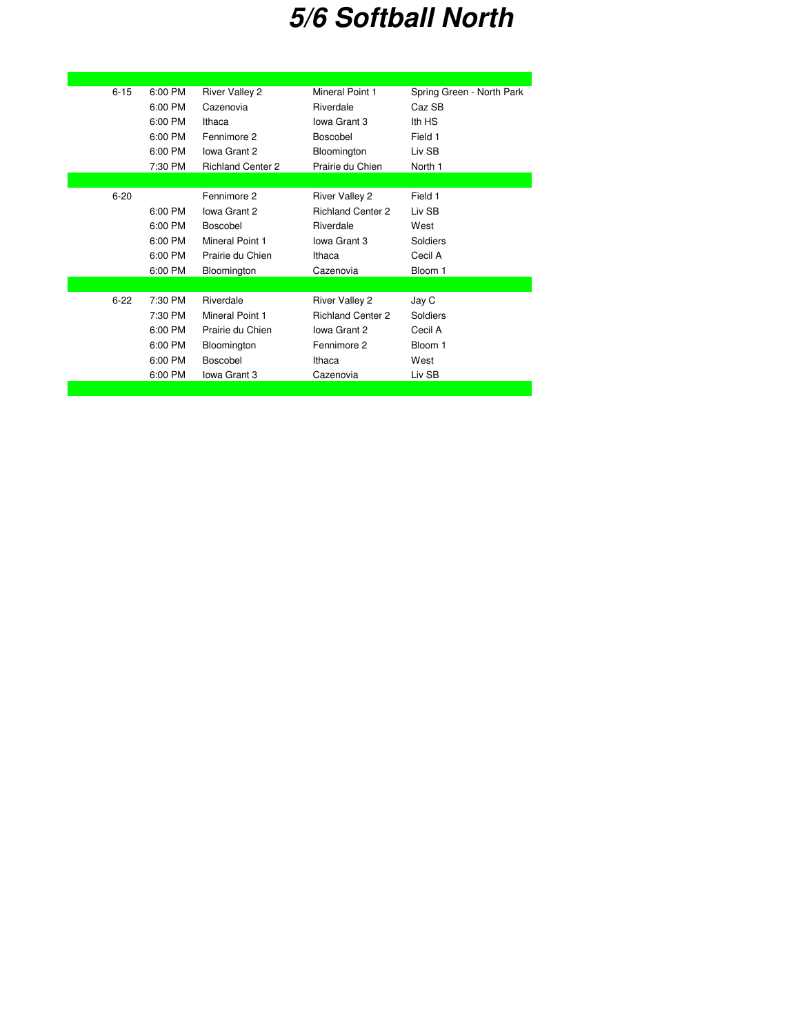# 5/6 Softball North

| | | | | |
|---|---|---|---|---|
| 6-15 | 6:00 PM | River Valley 2 | Mineral Point 1 | Spring Green - North Park |
| | 6:00 PM | Cazenovia | Riverdale | Caz SB |
| | 6:00 PM | Ithaca | Iowa Grant 3 | Ith HS |
| | 6:00 PM | Fennimore 2 | Boscobel | Field 1 |
| | 6:00 PM | Iowa Grant 2 | Bloomington | Liv SB |
| | 7:30 PM | Richland Center 2 | Prairie du Chien | North 1 |
| | | | | |
| 6-20 | | Fennimore 2 | River Valley 2 | Field 1 |
| | 6:00 PM | Iowa Grant 2 | Richland Center 2 | Liv SB |
| | 6:00 PM | Boscobel | Riverdale | West |
| | 6:00 PM | Mineral Point 1 | Iowa Grant 3 | Soldiers |
| | 6:00 PM | Prairie du Chien | Ithaca | Cecil A |
| | 6:00 PM | Bloomington | Cazenovia | Bloom 1 |
| | | | | |
| 6-22 | 7:30 PM | Riverdale | River Valley 2 | Jay C |
| | 7:30 PM | Mineral Point 1 | Richland Center 2 | Soldiers |
| | 6:00 PM | Prairie du Chien | Iowa Grant 2 | Cecil A |
| | 6:00 PM | Bloomington | Fennimore 2 | Bloom 1 |
| | 6:00 PM | Boscobel | Ithaca | West |
| | 6:00 PM | Iowa Grant 3 | Cazenovia | Liv SB |